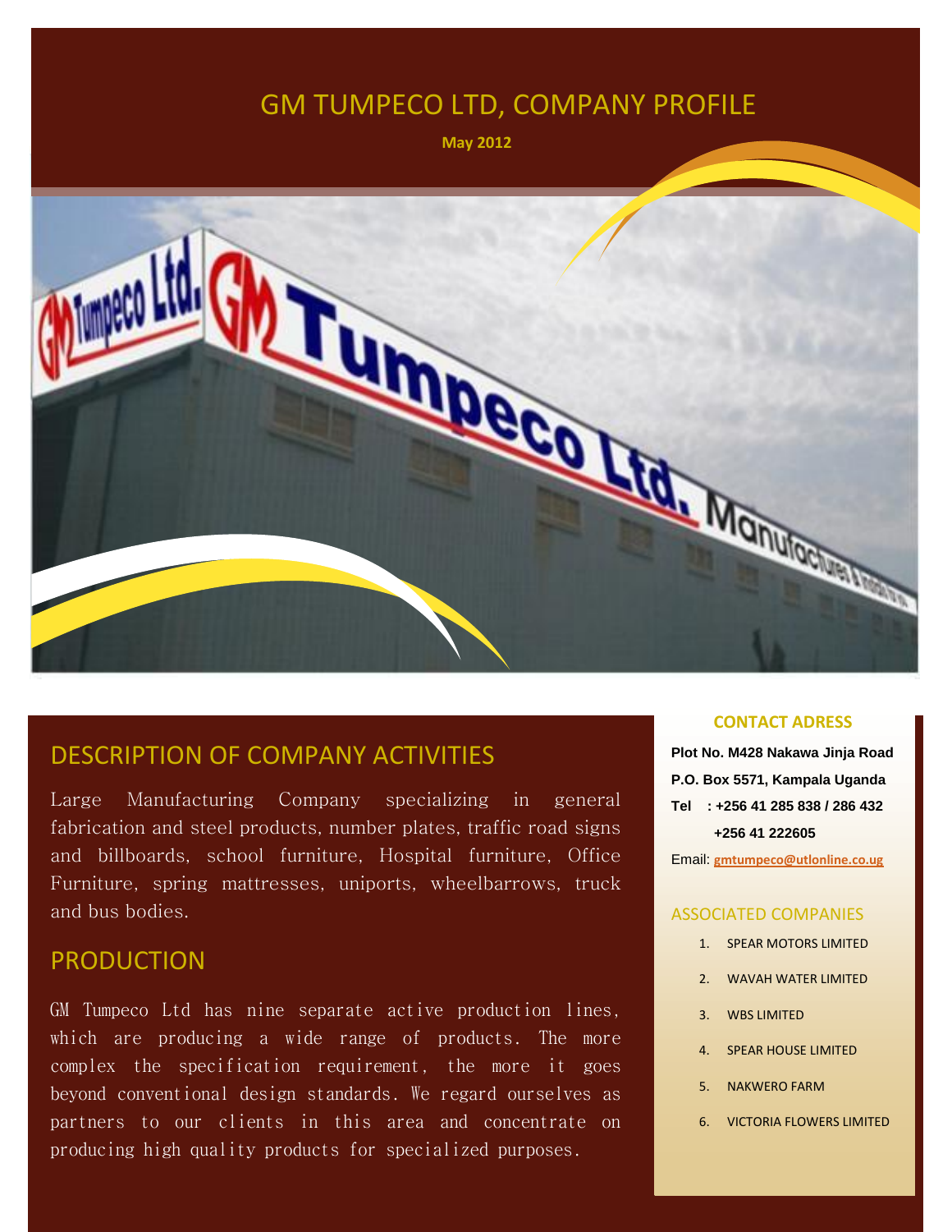# GM TUMPECO LTD, COMPANY PROFILE

**May 2012**

## DESCRIPTION OF COMPANY ACTIVITIES

Large Manufacturing Company specializing in general fabrication and steel products, number plates, traffic road signs and billboards, school furniture, Hospital furniture, Office Furniture, spring mattresses, uniports, wheelbarrows, truck and bus bodies.

## PRODUCTION

GM Tumpeco Ltd has nine separate active production lines, which are producing a wide range of products. The more complex the specification requirement, the more it goes beyond conventional design standards. We regard ourselves as partners to our clients in this area and concentrate on producing high quality products for specialized purposes.

### CONTACT ADRESS

**Plot No. M428 Nakawa Jinja Road**
**P.O. Box 5571, Kampala Uganda**
**Tel : +256 41 285 838 / 286 432**
**+256 41 222605**

Email: gmtumpeco@utlonline.co.ug

### ASSOCIATED COMPANIES

1. SPEAR MOTORS LIMITED
2. WAVAH WATER LIMITED
3. WBS LIMITED
4. SPEAR HOUSE LIMITED
5. NAKWERO FARM
6. VICTORIA FLOWERS LIMITED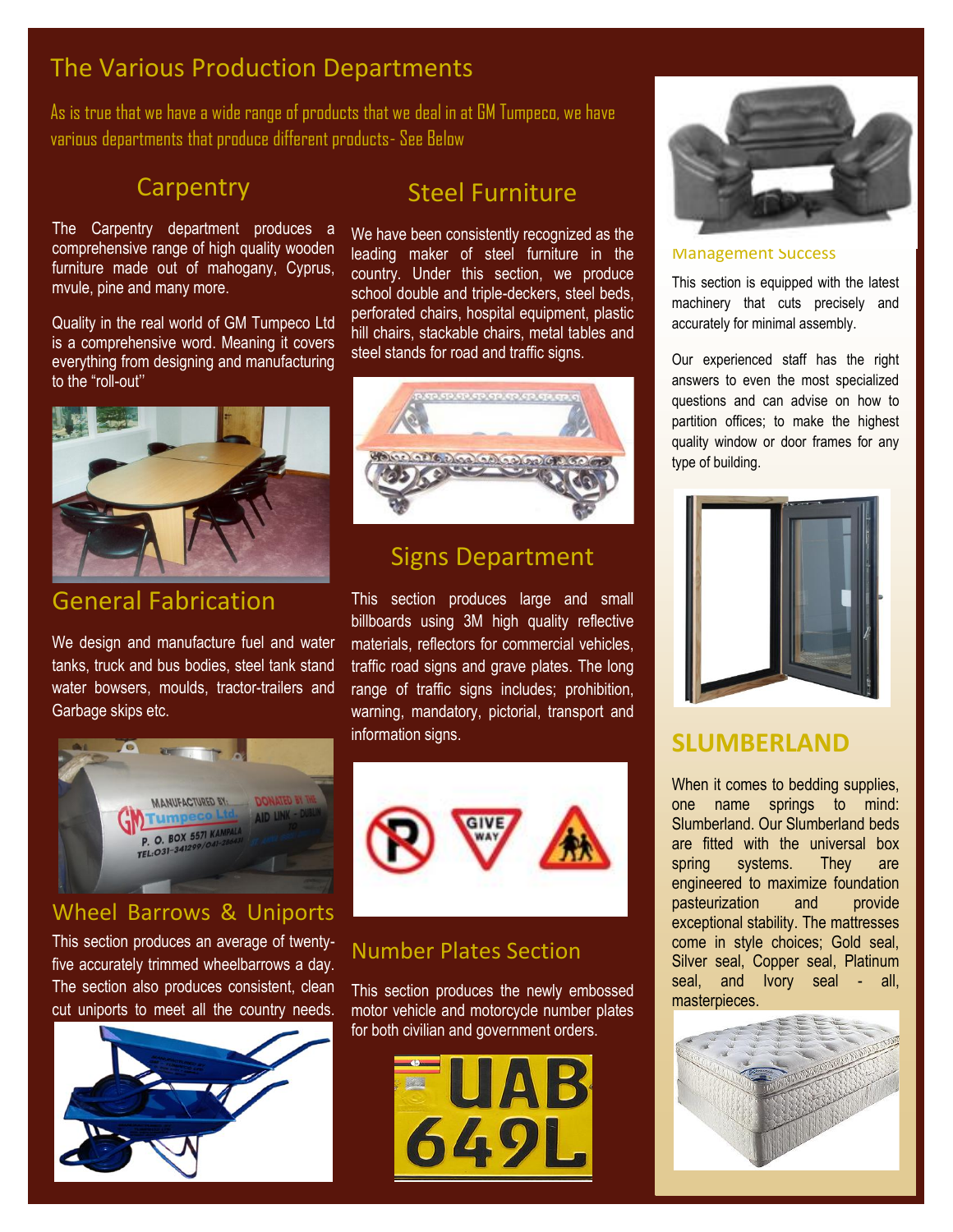## The Various Production Departments

As is true that we have a wide range of products that we deal in at GM Tumpeco, we have various departments that produce different products- See Below

### Carpentry

The Carpentry department produces a comprehensive range of high quality wooden furniture made out of mahogany, Cyprus, mvule, pine and many more.

Quality in the real world of GM Tumpeco Ltd is a comprehensive word. Meaning it covers everything from designing and manufacturing to the "roll-out"

### General Fabrication

We design and manufacture fuel and water tanks, truck and bus bodies, steel tank stand water bowsers, moulds, tractor-trailers and Garbage skips etc.

### Wheel Barrows & Uniports

This section produces an average of twenty-five accurately trimmed wheelbarrows a day. The section also produces consistent, clean cut uniports to meet all the country needs.

### Steel Furniture

We have been consistently recognized as the leading maker of steel furniture in the country. Under this section, we produce school double and triple-deckers, steel beds, perforated chairs, hospital equipment, plastic hill chairs, stackable chairs, metal tables and steel stands for road and traffic signs.

### Signs Department

This section produces large and small billboards using 3M high quality reflective materials, reflectors for commercial vehicles, traffic road signs and grave plates. The long range of traffic signs includes; prohibition, warning, mandatory, pictorial, transport and information signs.

### Number Plates Section

This section produces the newly embossed motor vehicle and motorcycle number plates for both civilian and government orders.

### Management Success

This section is equipped with the latest machinery that cuts precisely and accurately for minimal assembly.

Our experienced staff has the right answers to even the most specialized questions and can advise on how to partition offices; to make the highest quality window or door frames for any type of building.

### SLUMBERLAND

When it comes to bedding supplies, one name springs to mind: Slumberland. Our Slumberland beds are fitted with the universal box spring systems. They are engineered to maximize foundation pasteurization and provide exceptional stability. The mattresses come in style choices; Gold seal, Silver seal, Copper seal, Platinum seal, and Ivory seal - all, masterpieces.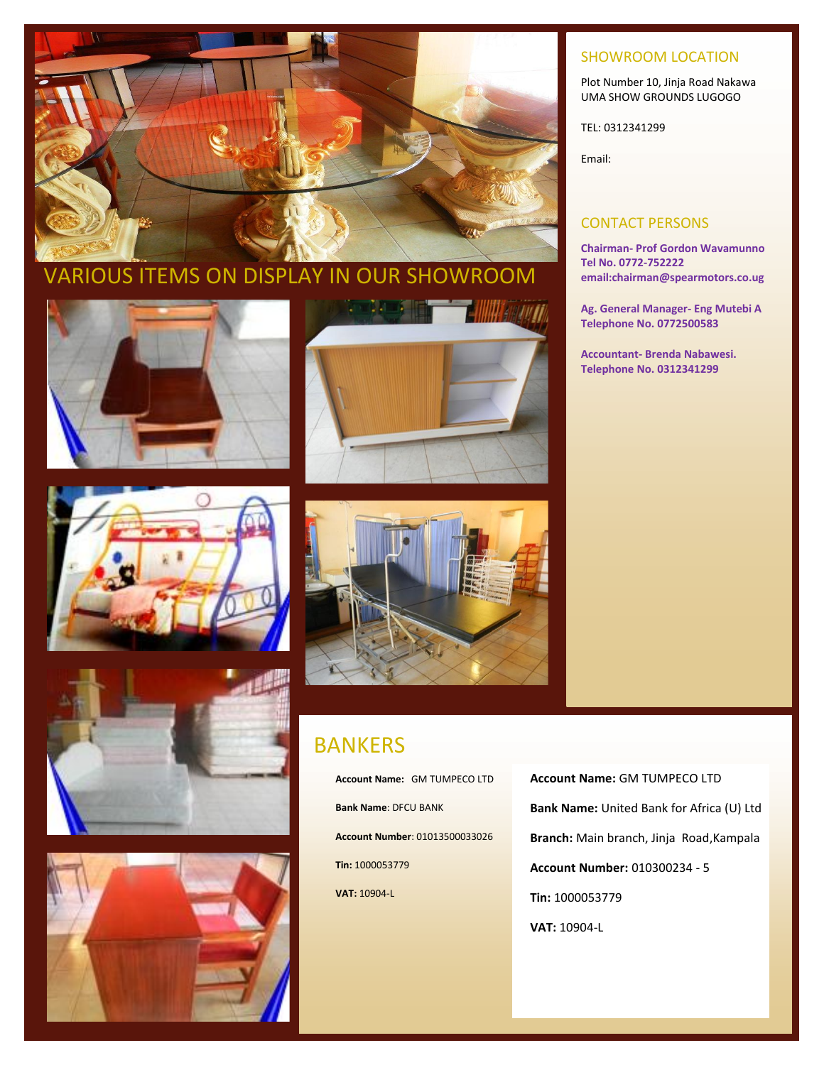## VARIOUS ITEMS ON DISPLAY IN OUR SHOWROOM

## SHOWROOM LOCATION

Plot Number 10, Jinja Road Nakawa
UMA SHOW GROUNDS LUGOGO

TEL: 0312341299

Email:

## CONTACT PERSONS

**Chairman- Prof Gordon Wavamunno**
**Tel No. 0772-752222**
**email:chairman@spearmotors.co.ug**

**Ag. General Manager- Eng Mutebi A**
**Telephone No. 0772500583**

**Accountant- Brenda Nabawesi.**
**Telephone No. 0312341299**

## BANKERS

**Account Name:** GM TUMPECO LTD

**Bank Name**: DFCU BANK

**Account Number**: 01013500033026

**Tin:** 1000053779

**VAT:** 10904-L

**Account Name:** GM TUMPECO LTD

**Bank Name:** United Bank for Africa (U) Ltd

**Branch:** Main branch, Jinja Road,Kampala

**Account Number:** 010300234 - 5

**Tin:** 1000053779

**VAT:** 10904-L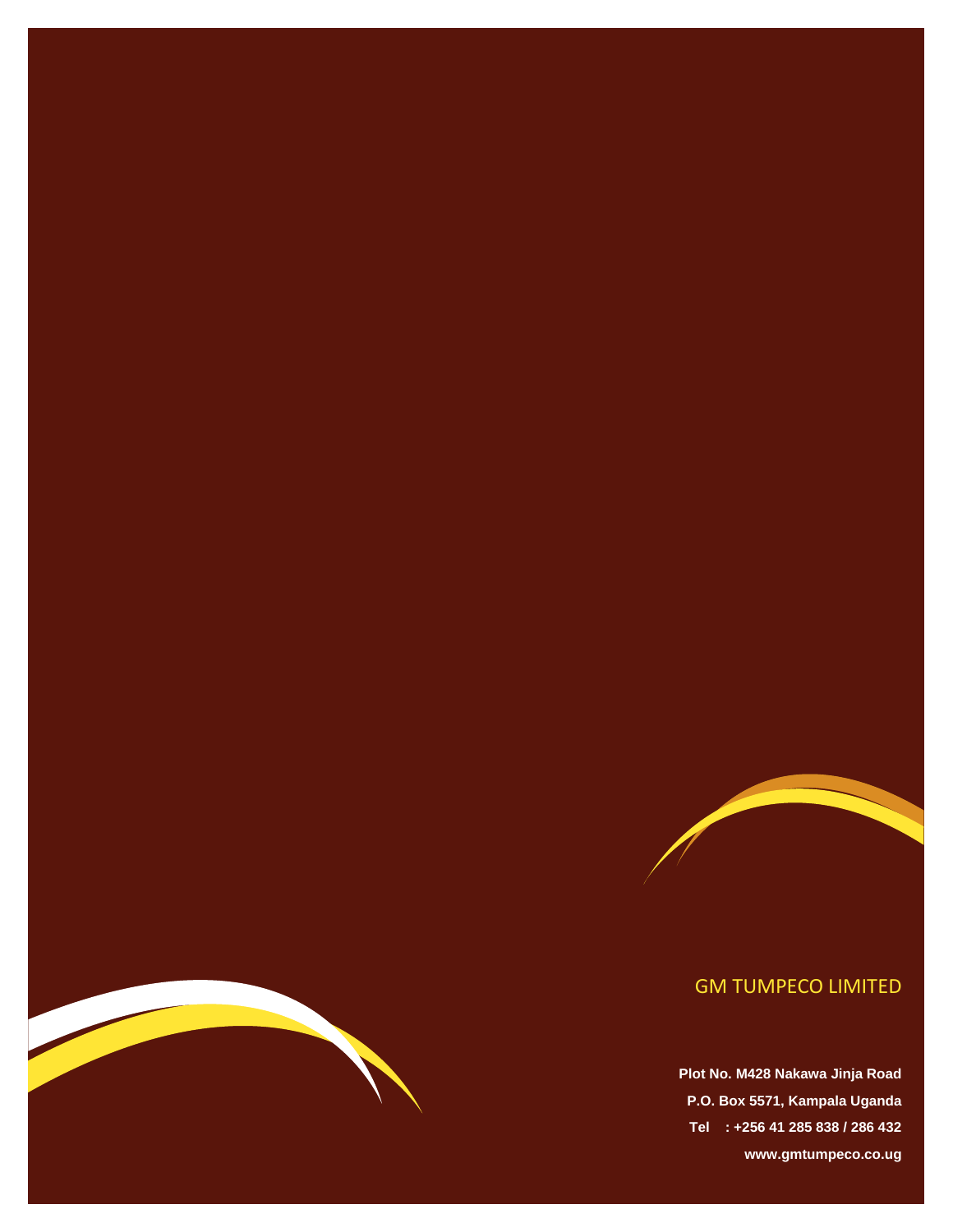GM TUMPECO LIMITED

**Plot No. M428 Nakawa Jinja Road**

**P.O. Box 5571, Kampala Uganda**

**Tel : +256 41 285 838 / 286 432**

**www.gmtumpeco.co.ug**